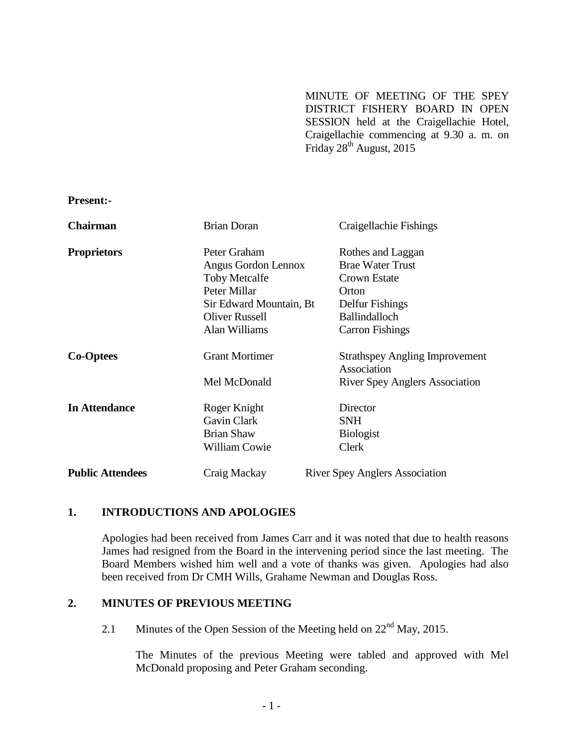MINUTE OF MEETING OF THE SPEY DISTRICT FISHERY BOARD IN OPEN SESSION held at the Craigellachie Hotel, Craigellachie commencing at 9.30 a. m. on Friday 28th August, 2015

**Present:-**

| | | |
|---|---|---|
| **Chairman** | Brian Doran | Craigellachie Fishings |
| **Proprietors** | Peter Graham | Rothes and Laggan |
| | Angus Gordon Lennox | Brae Water Trust |
| | Toby Metcalfe | Crown Estate |
| | Peter Millar | Orton |
| | Sir Edward Mountain, Bt | Delfur Fishings |
| | Oliver Russell | Ballindalloch |
| | Alan Williams | Carron Fishings |
| **Co-Optees** | Grant Mortimer | Strathspey Angling Improvement Association |
| | Mel McDonald | River Spey Anglers Association |
| **In Attendance** | Roger Knight | Director |
| | Gavin Clark | SNH |
| | Brian Shaw | Biologist |
| | William Cowie | Clerk |
| **Public Attendees** | Craig Mackay | River Spey Anglers Association |

## 1. INTRODUCTIONS AND APOLOGIES

Apologies had been received from James Carr and it was noted that due to health reasons James had resigned from the Board in the intervening period since the last meeting. The Board Members wished him well and a vote of thanks was given. Apologies had also been received from Dr CMH Wills, Grahame Newman and Douglas Ross.

## 2. MINUTES OF PREVIOUS MEETING

2.1 Minutes of the Open Session of the Meeting held on 22nd May, 2015.

The Minutes of the previous Meeting were tabled and approved with Mel McDonald proposing and Peter Graham seconding.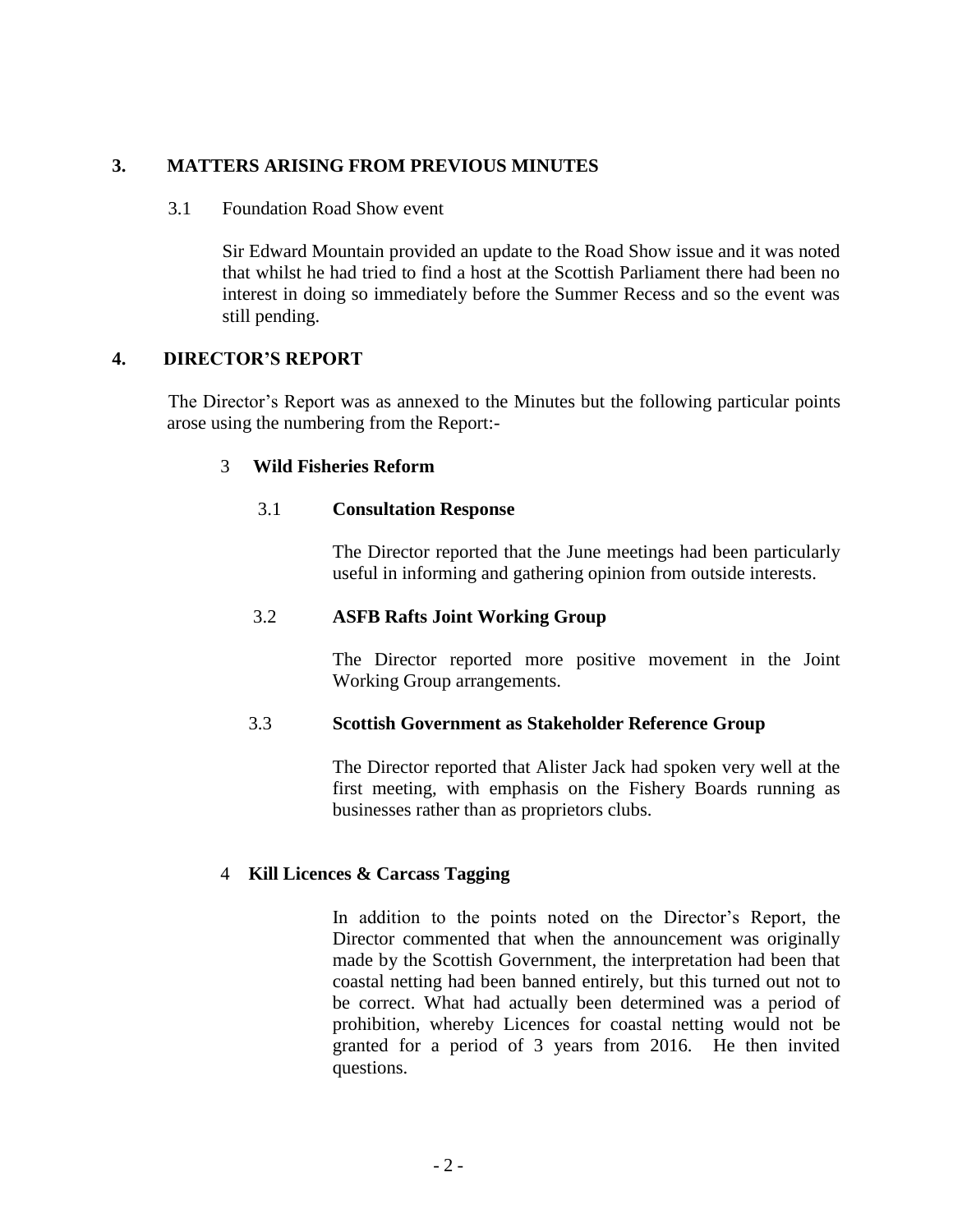## 3. MATTERS ARISING FROM PREVIOUS MINUTES

3.1 Foundation Road Show event

Sir Edward Mountain provided an update to the Road Show issue and it was noted that whilst he had tried to find a host at the Scottish Parliament there had been no interest in doing so immediately before the Summer Recess and so the event was still pending.

## 4. DIRECTOR'S REPORT

The Director's Report was as annexed to the Minutes but the following particular points arose using the numbering from the Report:-

### 3 Wild Fisheries Reform

#### 3.1 Consultation Response

The Director reported that the June meetings had been particularly useful in informing and gathering opinion from outside interests.

#### 3.2 ASFB Rafts Joint Working Group

The Director reported more positive movement in the Joint Working Group arrangements.

#### 3.3 Scottish Government as Stakeholder Reference Group

The Director reported that Alister Jack had spoken very well at the first meeting, with emphasis on the Fishery Boards running as businesses rather than as proprietors clubs.

### 4 Kill Licences & Carcass Tagging

In addition to the points noted on the Director's Report, the Director commented that when the announcement was originally made by the Scottish Government, the interpretation had been that coastal netting had been banned entirely, but this turned out not to be correct. What had actually been determined was a period of prohibition, whereby Licences for coastal netting would not be granted for a period of 3 years from 2016. He then invited questions.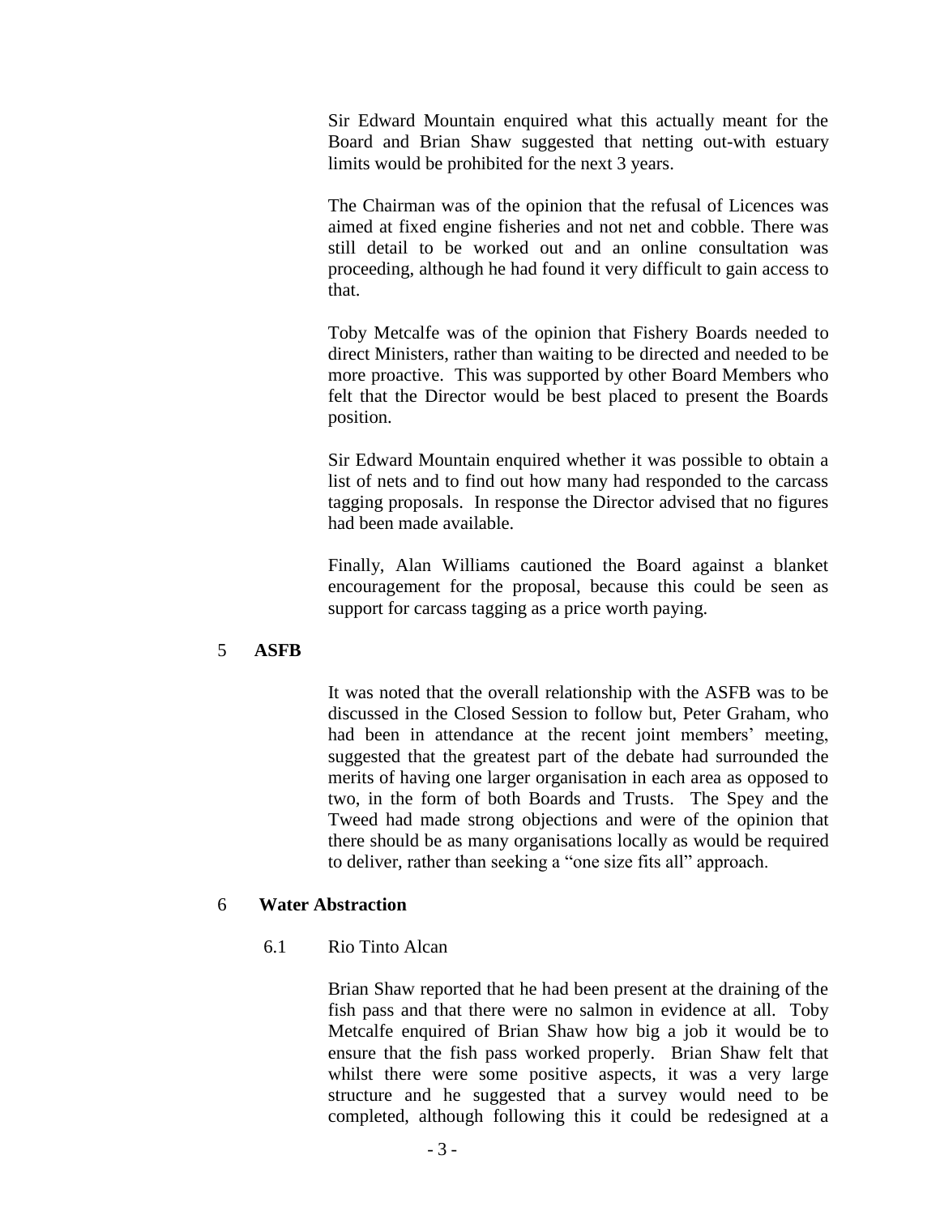Sir Edward Mountain enquired what this actually meant for the Board and Brian Shaw suggested that netting out-with estuary limits would be prohibited for the next 3 years.

The Chairman was of the opinion that the refusal of Licences was aimed at fixed engine fisheries and not net and cobble. There was still detail to be worked out and an online consultation was proceeding, although he had found it very difficult to gain access to that.

Toby Metcalfe was of the opinion that Fishery Boards needed to direct Ministers, rather than waiting to be directed and needed to be more proactive. This was supported by other Board Members who felt that the Director would be best placed to present the Boards position.

Sir Edward Mountain enquired whether it was possible to obtain a list of nets and to find out how many had responded to the carcass tagging proposals. In response the Director advised that no figures had been made available.

Finally, Alan Williams cautioned the Board against a blanket encouragement for the proposal, because this could be seen as support for carcass tagging as a price worth paying.

## 5 ASFB

It was noted that the overall relationship with the ASFB was to be discussed in the Closed Session to follow but, Peter Graham, who had been in attendance at the recent joint members' meeting, suggested that the greatest part of the debate had surrounded the merits of having one larger organisation in each area as opposed to two, in the form of both Boards and Trusts. The Spey and the Tweed had made strong objections and were of the opinion that there should be as many organisations locally as would be required to deliver, rather than seeking a "one size fits all" approach.

## 6 Water Abstraction

### 6.1 Rio Tinto Alcan

Brian Shaw reported that he had been present at the draining of the fish pass and that there were no salmon in evidence at all. Toby Metcalfe enquired of Brian Shaw how big a job it would be to ensure that the fish pass worked properly. Brian Shaw felt that whilst there were some positive aspects, it was a very large structure and he suggested that a survey would need to be completed, although following this it could be redesigned at a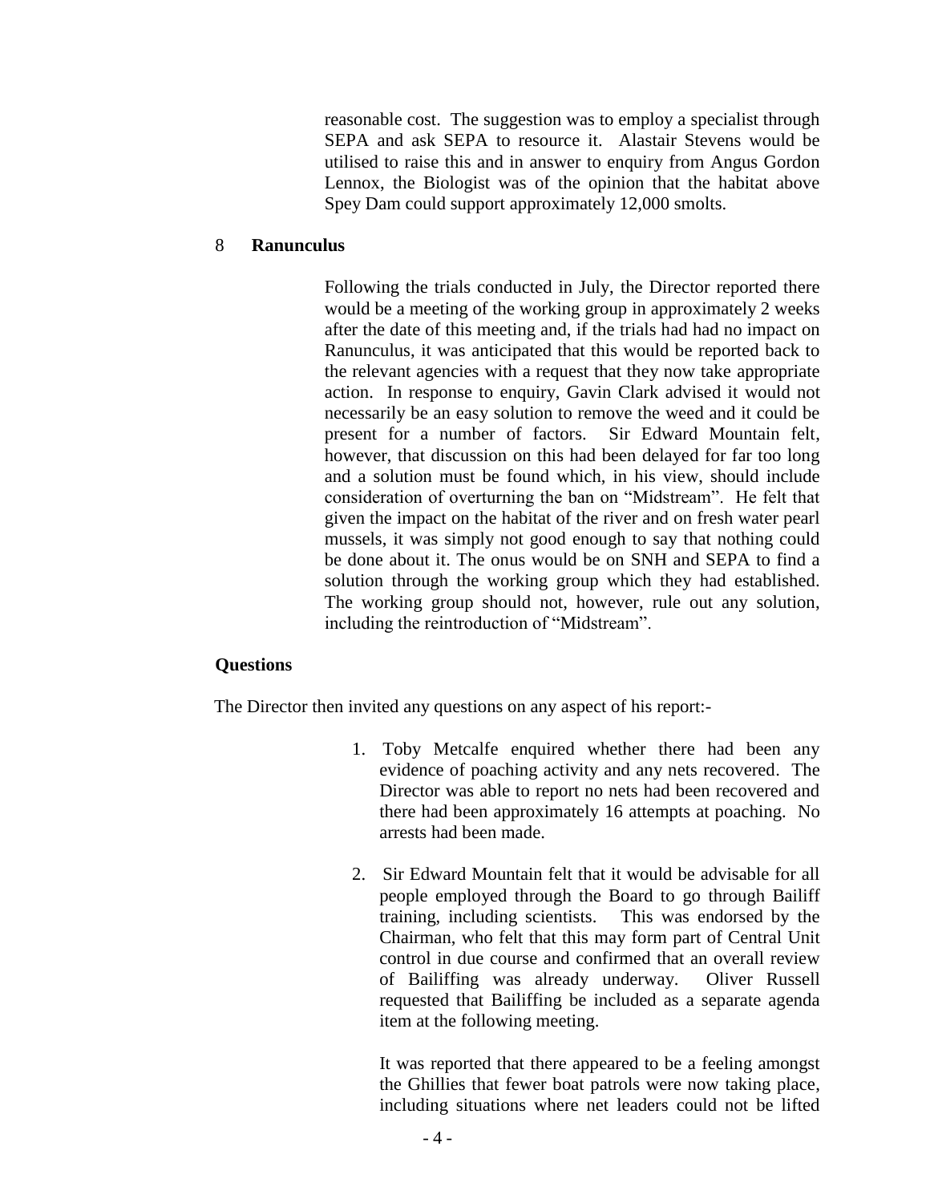reasonable cost. The suggestion was to employ a specialist through SEPA and ask SEPA to resource it. Alastair Stevens would be utilised to raise this and in answer to enquiry from Angus Gordon Lennox, the Biologist was of the opinion that the habitat above Spey Dam could support approximately 12,000 smolts.

## 8 Ranunculus

Following the trials conducted in July, the Director reported there would be a meeting of the working group in approximately 2 weeks after the date of this meeting and, if the trials had had no impact on Ranunculus, it was anticipated that this would be reported back to the relevant agencies with a request that they now take appropriate action. In response to enquiry, Gavin Clark advised it would not necessarily be an easy solution to remove the weed and it could be present for a number of factors. Sir Edward Mountain felt, however, that discussion on this had been delayed for far too long and a solution must be found which, in his view, should include consideration of overturning the ban on "Midstream". He felt that given the impact on the habitat of the river and on fresh water pearl mussels, it was simply not good enough to say that nothing could be done about it. The onus would be on SNH and SEPA to find a solution through the working group which they had established. The working group should not, however, rule out any solution, including the reintroduction of "Midstream".

## Questions

The Director then invited any questions on any aspect of his report:-

1. Toby Metcalfe enquired whether there had been any evidence of poaching activity and any nets recovered. The Director was able to report no nets had been recovered and there had been approximately 16 attempts at poaching. No arrests had been made.

2. Sir Edward Mountain felt that it would be advisable for all people employed through the Board to go through Bailiff training, including scientists. This was endorsed by the Chairman, who felt that this may form part of Central Unit control in due course and confirmed that an overall review of Bailiffing was already underway. Oliver Russell requested that Bailiffing be included as a separate agenda item at the following meeting.

   It was reported that there appeared to be a feeling amongst the Ghillies that fewer boat patrols were now taking place, including situations where net leaders could not be lifted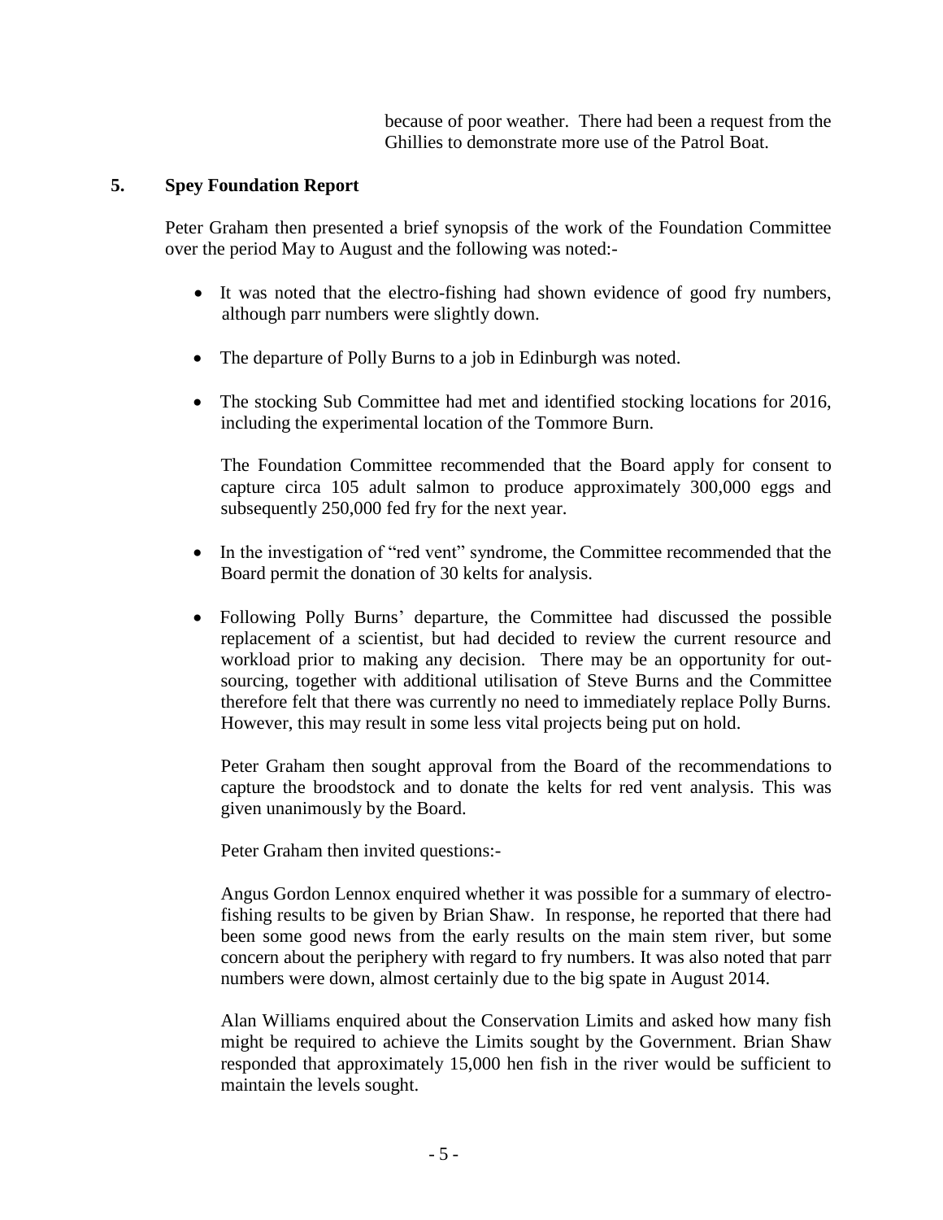because of poor weather. There had been a request from the Ghillies to demonstrate more use of the Patrol Boat.

## 5. Spey Foundation Report

Peter Graham then presented a brief synopsis of the work of the Foundation Committee over the period May to August and the following was noted:-

- It was noted that the electro-fishing had shown evidence of good fry numbers, although parr numbers were slightly down.
- The departure of Polly Burns to a job in Edinburgh was noted.
- The stocking Sub Committee had met and identified stocking locations for 2016, including the experimental location of the Tommore Burn.

  The Foundation Committee recommended that the Board apply for consent to capture circa 105 adult salmon to produce approximately 300,000 eggs and subsequently 250,000 fed fry for the next year.

- In the investigation of "red vent" syndrome, the Committee recommended that the Board permit the donation of 30 kelts for analysis.
- Following Polly Burns' departure, the Committee had discussed the possible replacement of a scientist, but had decided to review the current resource and workload prior to making any decision. There may be an opportunity for out-sourcing, together with additional utilisation of Steve Burns and the Committee therefore felt that there was currently no need to immediately replace Polly Burns. However, this may result in some less vital projects being put on hold.

  Peter Graham then sought approval from the Board of the recommendations to capture the broodstock and to donate the kelts for red vent analysis. This was given unanimously by the Board.

  Peter Graham then invited questions:-

  Angus Gordon Lennox enquired whether it was possible for a summary of electro-fishing results to be given by Brian Shaw. In response, he reported that there had been some good news from the early results on the main stem river, but some concern about the periphery with regard to fry numbers. It was also noted that parr numbers were down, almost certainly due to the big spate in August 2014.

  Alan Williams enquired about the Conservation Limits and asked how many fish might be required to achieve the Limits sought by the Government. Brian Shaw responded that approximately 15,000 hen fish in the river would be sufficient to maintain the levels sought.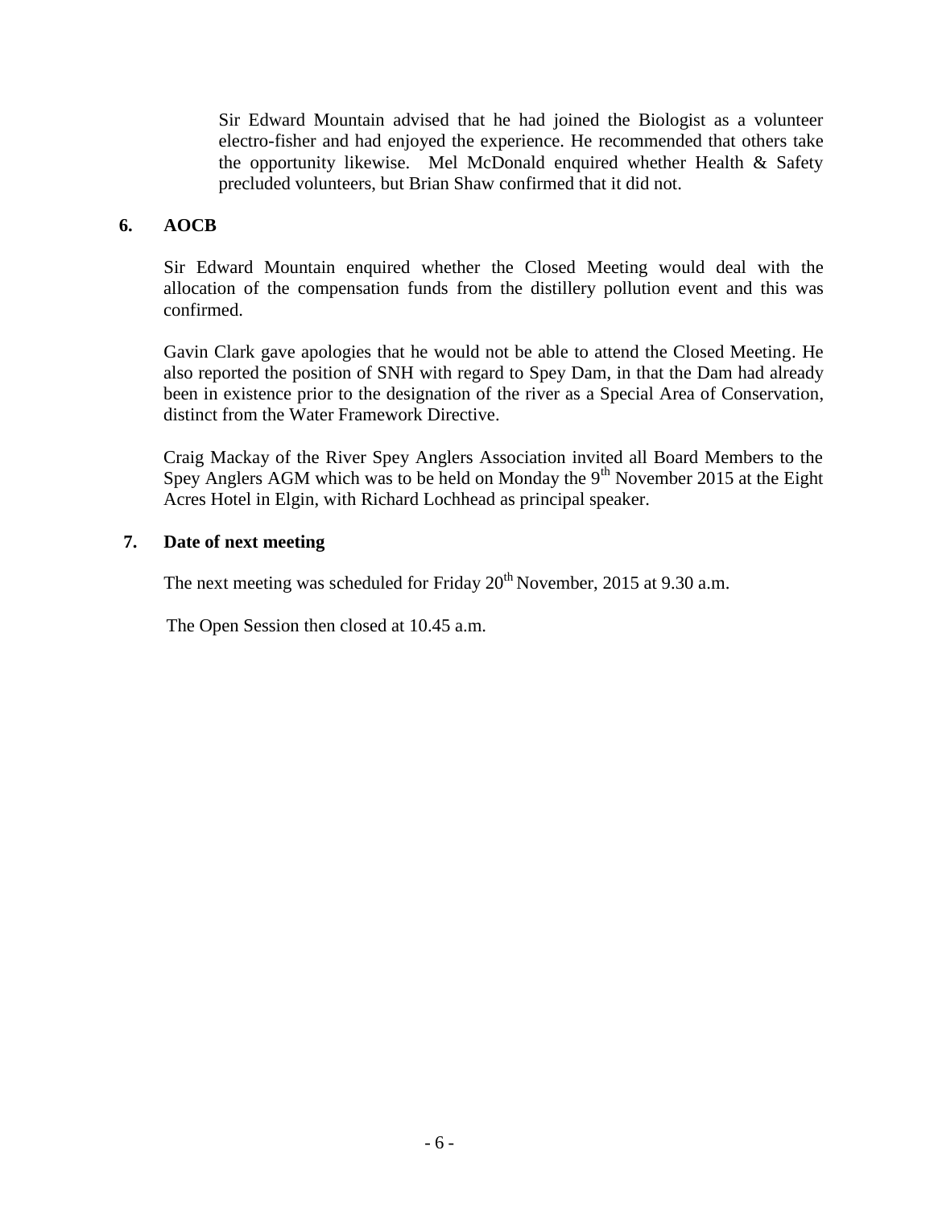Sir Edward Mountain advised that he had joined the Biologist as a volunteer electro-fisher and had enjoyed the experience. He recommended that others take the opportunity likewise. Mel McDonald enquired whether Health & Safety precluded volunteers, but Brian Shaw confirmed that it did not.

## 6. AOCB

Sir Edward Mountain enquired whether the Closed Meeting would deal with the allocation of the compensation funds from the distillery pollution event and this was confirmed.

Gavin Clark gave apologies that he would not be able to attend the Closed Meeting. He also reported the position of SNH with regard to Spey Dam, in that the Dam had already been in existence prior to the designation of the river as a Special Area of Conservation, distinct from the Water Framework Directive.

Craig Mackay of the River Spey Anglers Association invited all Board Members to the Spey Anglers AGM which was to be held on Monday the 9th November 2015 at the Eight Acres Hotel in Elgin, with Richard Lochhead as principal speaker.

## 7. Date of next meeting

The next meeting was scheduled for Friday 20th November, 2015 at 9.30 a.m.

The Open Session then closed at 10.45 a.m.